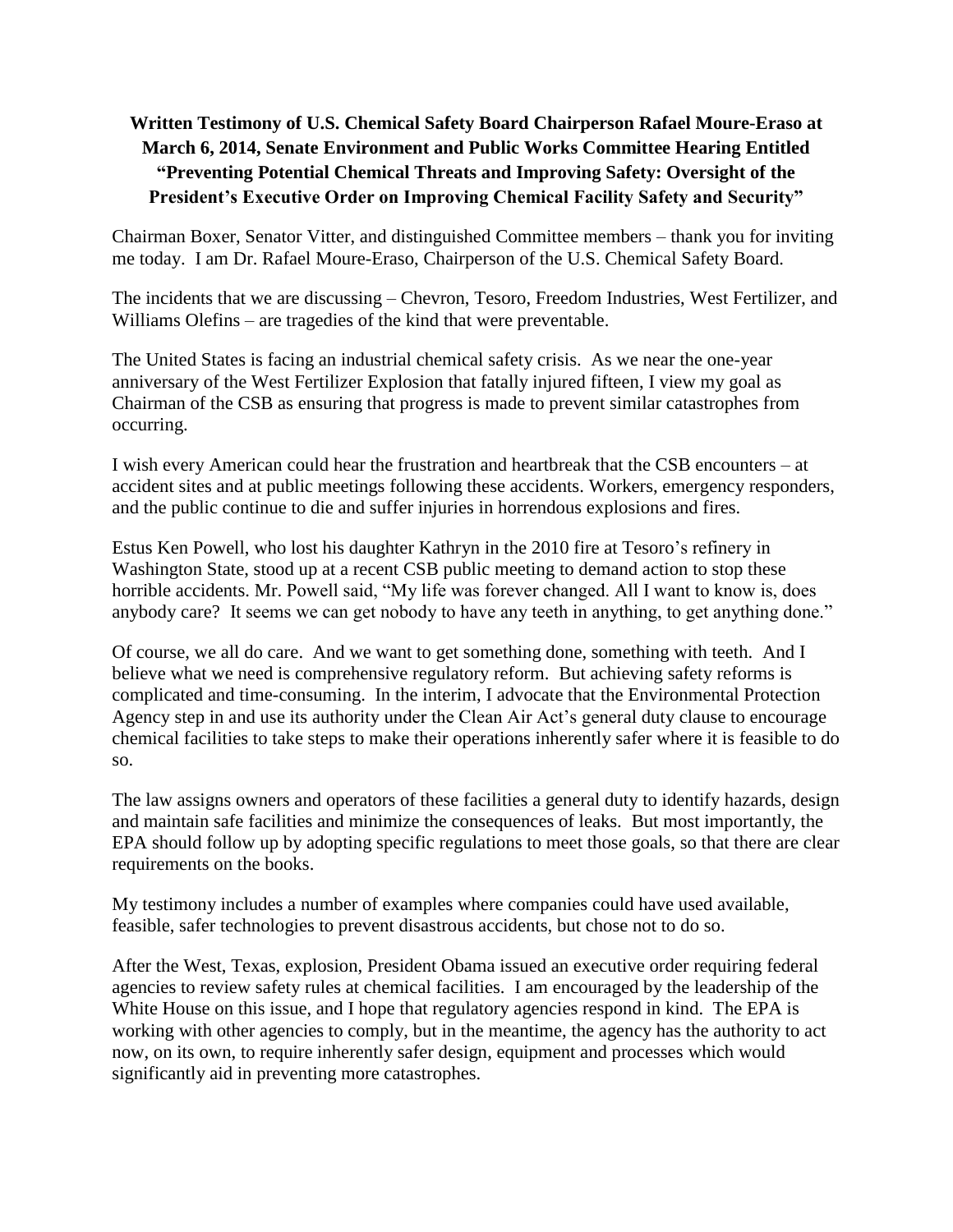**Written Testimony of U.S. Chemical Safety Board Chairperson Rafael Moure-Eraso at March 6, 2014, Senate Environment and Public Works Committee Hearing Entitled "Preventing Potential Chemical Threats and Improving Safety: Oversight of the President's Executive Order on Improving Chemical Facility Safety and Security"**

Chairman Boxer, Senator Vitter, and distinguished Committee members – thank you for inviting me today. I am Dr. Rafael Moure-Eraso, Chairperson of the U.S. Chemical Safety Board.

The incidents that we are discussing – Chevron, Tesoro, Freedom Industries, West Fertilizer, and Williams Olefins – are tragedies of the kind that were preventable.

The United States is facing an industrial chemical safety crisis. As we near the one-year anniversary of the West Fertilizer Explosion that fatally injured fifteen, I view my goal as Chairman of the CSB as ensuring that progress is made to prevent similar catastrophes from occurring.

I wish every American could hear the frustration and heartbreak that the CSB encounters – at accident sites and at public meetings following these accidents. Workers, emergency responders, and the public continue to die and suffer injuries in horrendous explosions and fires.

Estus Ken Powell, who lost his daughter Kathryn in the 2010 fire at Tesoro's refinery in Washington State, stood up at a recent CSB public meeting to demand action to stop these horrible accidents. Mr. Powell said, "My life was forever changed. All I want to know is, does anybody care? It seems we can get nobody to have any teeth in anything, to get anything done."

Of course, we all do care. And we want to get something done, something with teeth. And I believe what we need is comprehensive regulatory reform. But achieving safety reforms is complicated and time-consuming. In the interim, I advocate that the Environmental Protection Agency step in and use its authority under the Clean Air Act's general duty clause to encourage chemical facilities to take steps to make their operations inherently safer where it is feasible to do so.

The law assigns owners and operators of these facilities a general duty to identify hazards, design and maintain safe facilities and minimize the consequences of leaks. But most importantly, the EPA should follow up by adopting specific regulations to meet those goals, so that there are clear requirements on the books.

My testimony includes a number of examples where companies could have used available, feasible, safer technologies to prevent disastrous accidents, but chose not to do so.

After the West, Texas, explosion, President Obama issued an executive order requiring federal agencies to review safety rules at chemical facilities. I am encouraged by the leadership of the White House on this issue, and I hope that regulatory agencies respond in kind. The EPA is working with other agencies to comply, but in the meantime, the agency has the authority to act now, on its own, to require inherently safer design, equipment and processes which would significantly aid in preventing more catastrophes.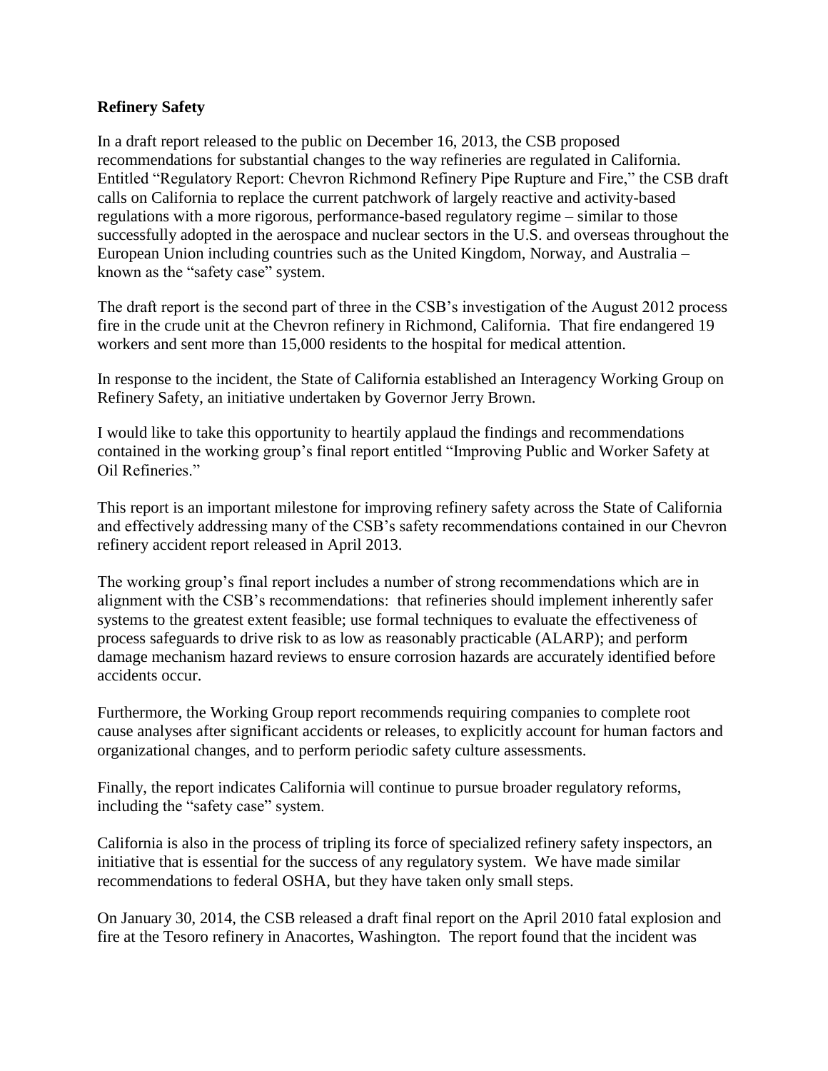**Refinery Safety**

In a draft report released to the public on December 16, 2013, the CSB proposed recommendations for substantial changes to the way refineries are regulated in California. Entitled "Regulatory Report: Chevron Richmond Refinery Pipe Rupture and Fire," the CSB draft calls on California to replace the current patchwork of largely reactive and activity-based regulations with a more rigorous, performance-based regulatory regime – similar to those successfully adopted in the aerospace and nuclear sectors in the U.S. and overseas throughout the European Union including countries such as the United Kingdom, Norway, and Australia – known as the "safety case" system.

The draft report is the second part of three in the CSB's investigation of the August 2012 process fire in the crude unit at the Chevron refinery in Richmond, California. That fire endangered 19 workers and sent more than 15,000 residents to the hospital for medical attention.

In response to the incident, the State of California established an Interagency Working Group on Refinery Safety, an initiative undertaken by Governor Jerry Brown.

I would like to take this opportunity to heartily applaud the findings and recommendations contained in the working group's final report entitled "Improving Public and Worker Safety at Oil Refineries."

This report is an important milestone for improving refinery safety across the State of California and effectively addressing many of the CSB's safety recommendations contained in our Chevron refinery accident report released in April 2013.

The working group's final report includes a number of strong recommendations which are in alignment with the CSB's recommendations: that refineries should implement inherently safer systems to the greatest extent feasible; use formal techniques to evaluate the effectiveness of process safeguards to drive risk to as low as reasonably practicable (ALARP); and perform damage mechanism hazard reviews to ensure corrosion hazards are accurately identified before accidents occur.

Furthermore, the Working Group report recommends requiring companies to complete root cause analyses after significant accidents or releases, to explicitly account for human factors and organizational changes, and to perform periodic safety culture assessments.

Finally, the report indicates California will continue to pursue broader regulatory reforms, including the "safety case" system.

California is also in the process of tripling its force of specialized refinery safety inspectors, an initiative that is essential for the success of any regulatory system. We have made similar recommendations to federal OSHA, but they have taken only small steps.

On January 30, 2014, the CSB released a draft final report on the April 2010 fatal explosion and fire at the Tesoro refinery in Anacortes, Washington. The report found that the incident was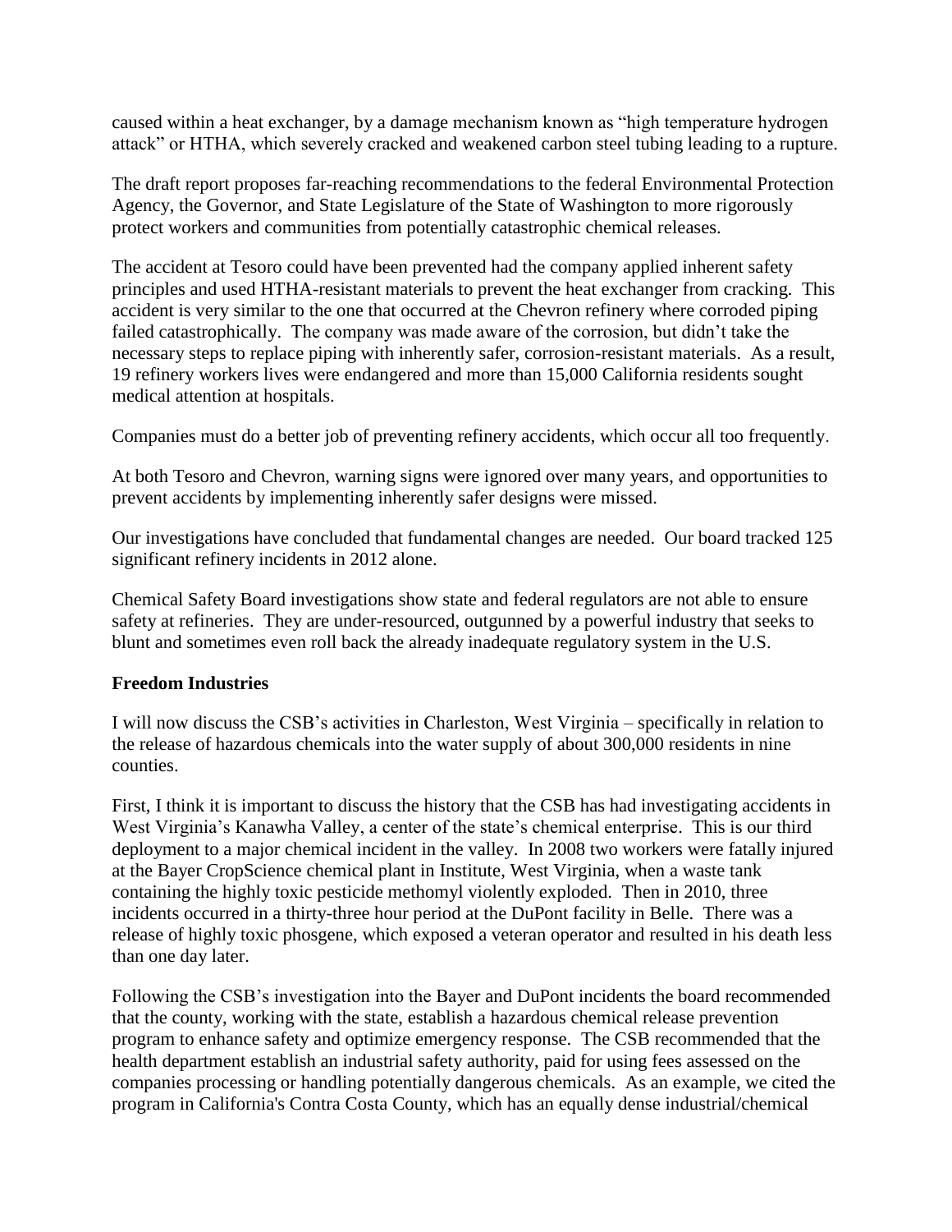caused within a heat exchanger, by a damage mechanism known as "high temperature hydrogen attack" or HTHA, which severely cracked and weakened carbon steel tubing leading to a rupture.

The draft report proposes far-reaching recommendations to the federal Environmental Protection Agency, the Governor, and State Legislature of the State of Washington to more rigorously protect workers and communities from potentially catastrophic chemical releases.

The accident at Tesoro could have been prevented had the company applied inherent safety principles and used HTHA-resistant materials to prevent the heat exchanger from cracking. This accident is very similar to the one that occurred at the Chevron refinery where corroded piping failed catastrophically. The company was made aware of the corrosion, but didn't take the necessary steps to replace piping with inherently safer, corrosion-resistant materials. As a result, 19 refinery workers lives were endangered and more than 15,000 California residents sought medical attention at hospitals.

Companies must do a better job of preventing refinery accidents, which occur all too frequently.

At both Tesoro and Chevron, warning signs were ignored over many years, and opportunities to prevent accidents by implementing inherently safer designs were missed.

Our investigations have concluded that fundamental changes are needed. Our board tracked 125 significant refinery incidents in 2012 alone.

Chemical Safety Board investigations show state and federal regulators are not able to ensure safety at refineries. They are under-resourced, outgunned by a powerful industry that seeks to blunt and sometimes even roll back the already inadequate regulatory system in the U.S.

**Freedom Industries**

I will now discuss the CSB's activities in Charleston, West Virginia – specifically in relation to the release of hazardous chemicals into the water supply of about 300,000 residents in nine counties.

First, I think it is important to discuss the history that the CSB has had investigating accidents in West Virginia's Kanawha Valley, a center of the state's chemical enterprise. This is our third deployment to a major chemical incident in the valley. In 2008 two workers were fatally injured at the Bayer CropScience chemical plant in Institute, West Virginia, when a waste tank containing the highly toxic pesticide methomyl violently exploded. Then in 2010, three incidents occurred in a thirty-three hour period at the DuPont facility in Belle. There was a release of highly toxic phosgene, which exposed a veteran operator and resulted in his death less than one day later.

Following the CSB's investigation into the Bayer and DuPont incidents the board recommended that the county, working with the state, establish a hazardous chemical release prevention program to enhance safety and optimize emergency response. The CSB recommended that the health department establish an industrial safety authority, paid for using fees assessed on the companies processing or handling potentially dangerous chemicals. As an example, we cited the program in California's Contra Costa County, which has an equally dense industrial/chemical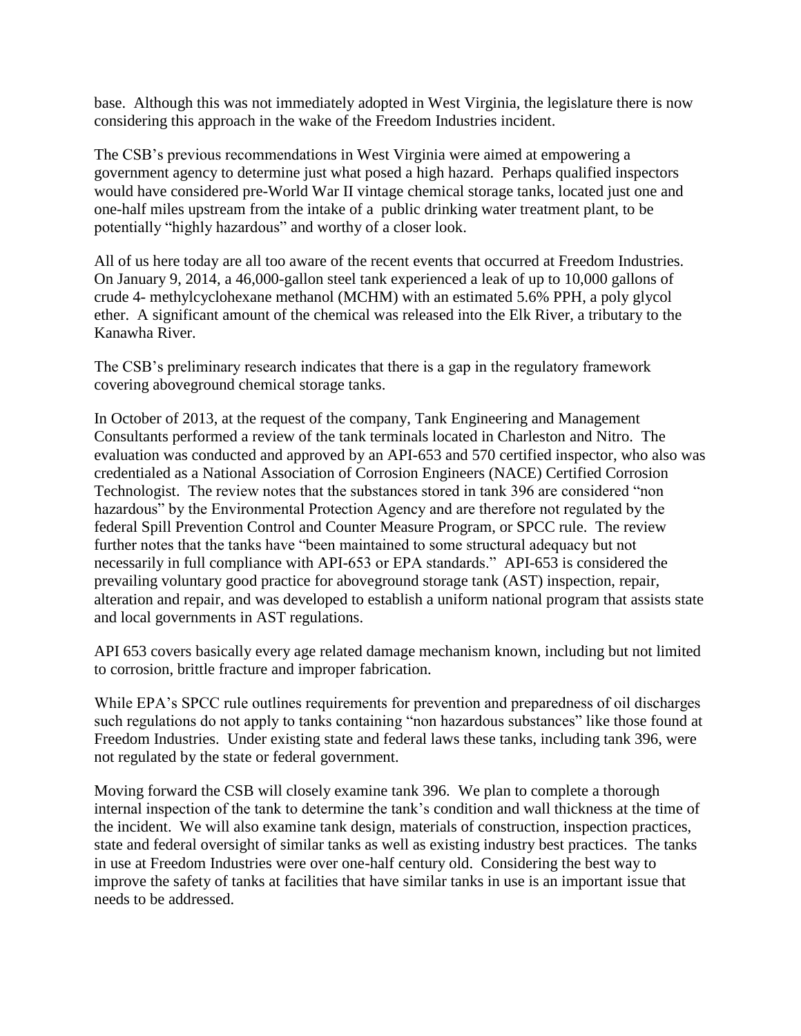base. Although this was not immediately adopted in West Virginia, the legislature there is now considering this approach in the wake of the Freedom Industries incident.

The CSB's previous recommendations in West Virginia were aimed at empowering a government agency to determine just what posed a high hazard. Perhaps qualified inspectors would have considered pre-World War II vintage chemical storage tanks, located just one and one-half miles upstream from the intake of a public drinking water treatment plant, to be potentially "highly hazardous" and worthy of a closer look.

All of us here today are all too aware of the recent events that occurred at Freedom Industries. On January 9, 2014, a 46,000-gallon steel tank experienced a leak of up to 10,000 gallons of crude 4- methylcyclohexane methanol (MCHM) with an estimated 5.6% PPH, a poly glycol ether. A significant amount of the chemical was released into the Elk River, a tributary to the Kanawha River.

The CSB's preliminary research indicates that there is a gap in the regulatory framework covering aboveground chemical storage tanks.

In October of 2013, at the request of the company, Tank Engineering and Management Consultants performed a review of the tank terminals located in Charleston and Nitro. The evaluation was conducted and approved by an API-653 and 570 certified inspector, who also was credentialed as a National Association of Corrosion Engineers (NACE) Certified Corrosion Technologist. The review notes that the substances stored in tank 396 are considered "non hazardous" by the Environmental Protection Agency and are therefore not regulated by the federal Spill Prevention Control and Counter Measure Program, or SPCC rule. The review further notes that the tanks have "been maintained to some structural adequacy but not necessarily in full compliance with API-653 or EPA standards." API-653 is considered the prevailing voluntary good practice for aboveground storage tank (AST) inspection, repair, alteration and repair, and was developed to establish a uniform national program that assists state and local governments in AST regulations.

API 653 covers basically every age related damage mechanism known, including but not limited to corrosion, brittle fracture and improper fabrication.

While EPA's SPCC rule outlines requirements for prevention and preparedness of oil discharges such regulations do not apply to tanks containing "non hazardous substances" like those found at Freedom Industries. Under existing state and federal laws these tanks, including tank 396, were not regulated by the state or federal government.

Moving forward the CSB will closely examine tank 396. We plan to complete a thorough internal inspection of the tank to determine the tank's condition and wall thickness at the time of the incident. We will also examine tank design, materials of construction, inspection practices, state and federal oversight of similar tanks as well as existing industry best practices. The tanks in use at Freedom Industries were over one-half century old. Considering the best way to improve the safety of tanks at facilities that have similar tanks in use is an important issue that needs to be addressed.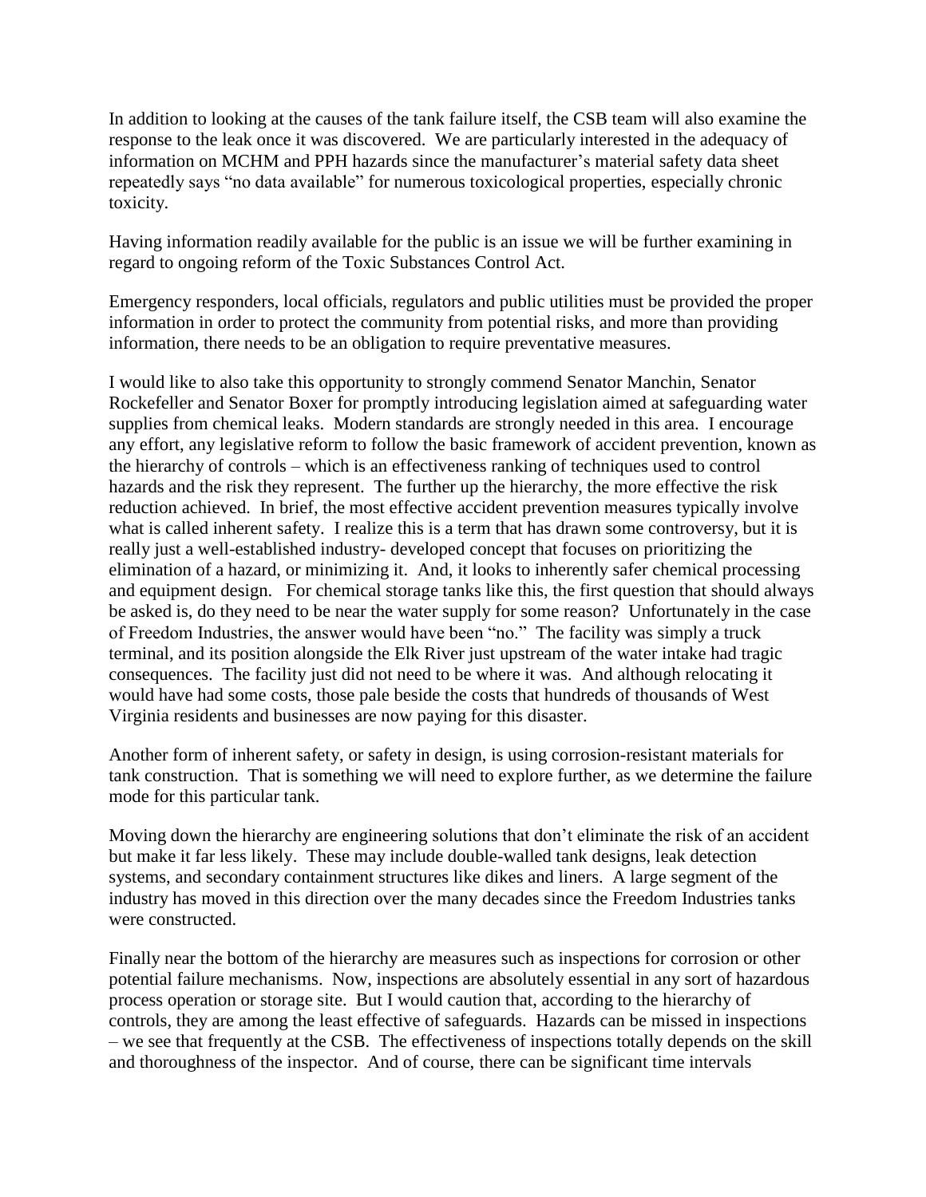In addition to looking at the causes of the tank failure itself, the CSB team will also examine the response to the leak once it was discovered. We are particularly interested in the adequacy of information on MCHM and PPH hazards since the manufacturer's material safety data sheet repeatedly says "no data available" for numerous toxicological properties, especially chronic toxicity.

Having information readily available for the public is an issue we will be further examining in regard to ongoing reform of the Toxic Substances Control Act.

Emergency responders, local officials, regulators and public utilities must be provided the proper information in order to protect the community from potential risks, and more than providing information, there needs to be an obligation to require preventative measures.

I would like to also take this opportunity to strongly commend Senator Manchin, Senator Rockefeller and Senator Boxer for promptly introducing legislation aimed at safeguarding water supplies from chemical leaks. Modern standards are strongly needed in this area. I encourage any effort, any legislative reform to follow the basic framework of accident prevention, known as the hierarchy of controls – which is an effectiveness ranking of techniques used to control hazards and the risk they represent. The further up the hierarchy, the more effective the risk reduction achieved. In brief, the most effective accident prevention measures typically involve what is called inherent safety. I realize this is a term that has drawn some controversy, but it is really just a well-established industry- developed concept that focuses on prioritizing the elimination of a hazard, or minimizing it. And, it looks to inherently safer chemical processing and equipment design. For chemical storage tanks like this, the first question that should always be asked is, do they need to be near the water supply for some reason? Unfortunately in the case of Freedom Industries, the answer would have been "no." The facility was simply a truck terminal, and its position alongside the Elk River just upstream of the water intake had tragic consequences. The facility just did not need to be where it was. And although relocating it would have had some costs, those pale beside the costs that hundreds of thousands of West Virginia residents and businesses are now paying for this disaster.

Another form of inherent safety, or safety in design, is using corrosion-resistant materials for tank construction. That is something we will need to explore further, as we determine the failure mode for this particular tank.

Moving down the hierarchy are engineering solutions that don't eliminate the risk of an accident but make it far less likely. These may include double-walled tank designs, leak detection systems, and secondary containment structures like dikes and liners. A large segment of the industry has moved in this direction over the many decades since the Freedom Industries tanks were constructed.

Finally near the bottom of the hierarchy are measures such as inspections for corrosion or other potential failure mechanisms. Now, inspections are absolutely essential in any sort of hazardous process operation or storage site. But I would caution that, according to the hierarchy of controls, they are among the least effective of safeguards. Hazards can be missed in inspections – we see that frequently at the CSB. The effectiveness of inspections totally depends on the skill and thoroughness of the inspector. And of course, there can be significant time intervals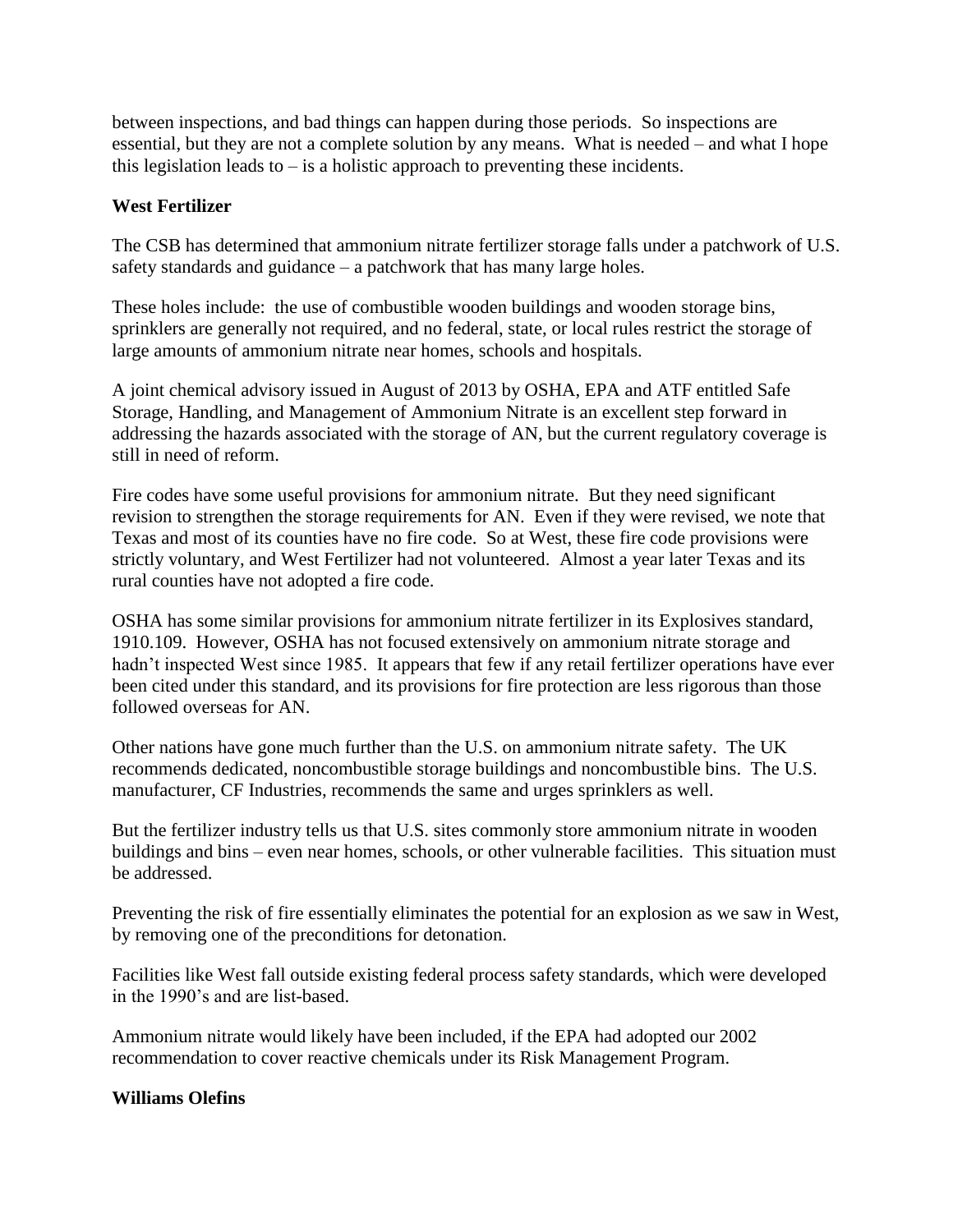between inspections, and bad things can happen during those periods. So inspections are essential, but they are not a complete solution by any means. What is needed – and what I hope this legislation leads to – is a holistic approach to preventing these incidents.

**West Fertilizer**

The CSB has determined that ammonium nitrate fertilizer storage falls under a patchwork of U.S. safety standards and guidance – a patchwork that has many large holes.

These holes include: the use of combustible wooden buildings and wooden storage bins, sprinklers are generally not required, and no federal, state, or local rules restrict the storage of large amounts of ammonium nitrate near homes, schools and hospitals.

A joint chemical advisory issued in August of 2013 by OSHA, EPA and ATF entitled Safe Storage, Handling, and Management of Ammonium Nitrate is an excellent step forward in addressing the hazards associated with the storage of AN, but the current regulatory coverage is still in need of reform.

Fire codes have some useful provisions for ammonium nitrate. But they need significant revision to strengthen the storage requirements for AN. Even if they were revised, we note that Texas and most of its counties have no fire code. So at West, these fire code provisions were strictly voluntary, and West Fertilizer had not volunteered. Almost a year later Texas and its rural counties have not adopted a fire code.

OSHA has some similar provisions for ammonium nitrate fertilizer in its Explosives standard, 1910.109. However, OSHA has not focused extensively on ammonium nitrate storage and hadn't inspected West since 1985. It appears that few if any retail fertilizer operations have ever been cited under this standard, and its provisions for fire protection are less rigorous than those followed overseas for AN.

Other nations have gone much further than the U.S. on ammonium nitrate safety. The UK recommends dedicated, noncombustible storage buildings and noncombustible bins. The U.S. manufacturer, CF Industries, recommends the same and urges sprinklers as well.

But the fertilizer industry tells us that U.S. sites commonly store ammonium nitrate in wooden buildings and bins – even near homes, schools, or other vulnerable facilities. This situation must be addressed.

Preventing the risk of fire essentially eliminates the potential for an explosion as we saw in West, by removing one of the preconditions for detonation.

Facilities like West fall outside existing federal process safety standards, which were developed in the 1990's and are list-based.

Ammonium nitrate would likely have been included, if the EPA had adopted our 2002 recommendation to cover reactive chemicals under its Risk Management Program.

**Williams Olefins**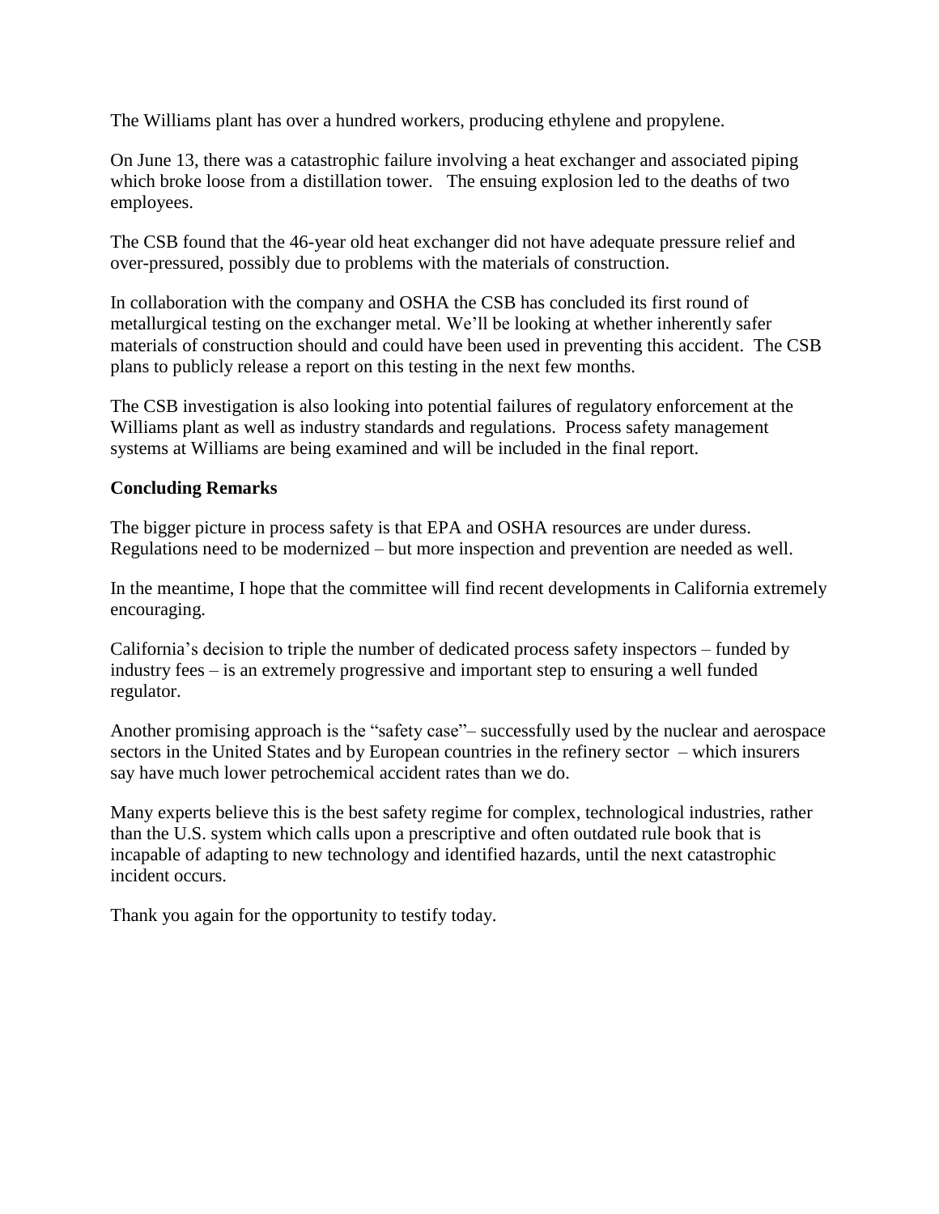The Williams plant has over a hundred workers, producing ethylene and propylene.

On June 13, there was a catastrophic failure involving a heat exchanger and associated piping which broke loose from a distillation tower. The ensuing explosion led to the deaths of two employees.

The CSB found that the 46-year old heat exchanger did not have adequate pressure relief and over-pressured, possibly due to problems with the materials of construction.

In collaboration with the company and OSHA the CSB has concluded its first round of metallurgical testing on the exchanger metal. We'll be looking at whether inherently safer materials of construction should and could have been used in preventing this accident. The CSB plans to publicly release a report on this testing in the next few months.

The CSB investigation is also looking into potential failures of regulatory enforcement at the Williams plant as well as industry standards and regulations. Process safety management systems at Williams are being examined and will be included in the final report.

**Concluding Remarks**

The bigger picture in process safety is that EPA and OSHA resources are under duress. Regulations need to be modernized – but more inspection and prevention are needed as well.

In the meantime, I hope that the committee will find recent developments in California extremely encouraging.

California's decision to triple the number of dedicated process safety inspectors – funded by industry fees – is an extremely progressive and important step to ensuring a well funded regulator.

Another promising approach is the "safety case"– successfully used by the nuclear and aerospace sectors in the United States and by European countries in the refinery sector – which insurers say have much lower petrochemical accident rates than we do.

Many experts believe this is the best safety regime for complex, technological industries, rather than the U.S. system which calls upon a prescriptive and often outdated rule book that is incapable of adapting to new technology and identified hazards, until the next catastrophic incident occurs.

Thank you again for the opportunity to testify today.